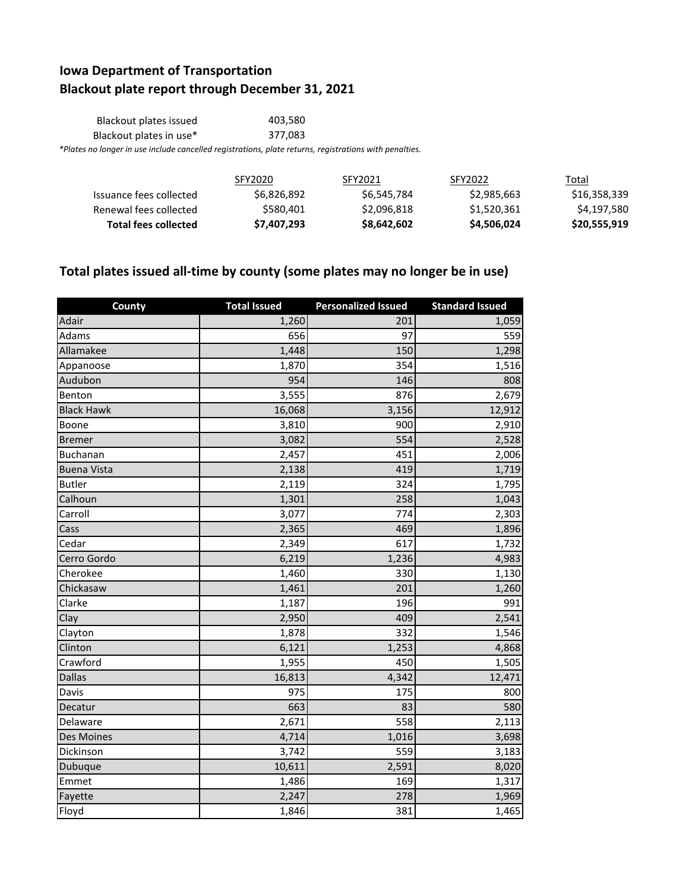# Iowa Department of Transportation
## Blackout plate report through December 31, 2021

| | |
|---|---|
| Blackout plates issued | 403,580 |
| Blackout plates in use* | 377,083 |

*Plates no longer in use include cancelled registrations, plate returns, registrations with penalties.*

| | SFY2020 | SFY2021 | SFY2022 | Total |
|---|---|---|---|---|
| Issuance fees collected | $6,826,892 | $6,545,784 | $2,985,663 | $16,358,339 |
| Renewal fees collected | $580,401 | $2,096,818 | $1,520,361 | $4,197,580 |
| **Total fees collected** | **$7,407,293** | **$8,642,602** | **$4,506,024** | **$20,555,919** |

## Total plates issued all-time by county (some plates may no longer be in use)

| County | Total Issued | Personalized Issued | Standard Issued |
|---|---|---|---|
| Adair | 1,260 | 201 | 1,059 |
| Adams | 656 | 97 | 559 |
| Allamakee | 1,448 | 150 | 1,298 |
| Appanoose | 1,870 | 354 | 1,516 |
| Audubon | 954 | 146 | 808 |
| Benton | 3,555 | 876 | 2,679 |
| Black Hawk | 16,068 | 3,156 | 12,912 |
| Boone | 3,810 | 900 | 2,910 |
| Bremer | 3,082 | 554 | 2,528 |
| Buchanan | 2,457 | 451 | 2,006 |
| Buena Vista | 2,138 | 419 | 1,719 |
| Butler | 2,119 | 324 | 1,795 |
| Calhoun | 1,301 | 258 | 1,043 |
| Carroll | 3,077 | 774 | 2,303 |
| Cass | 2,365 | 469 | 1,896 |
| Cedar | 2,349 | 617 | 1,732 |
| Cerro Gordo | 6,219 | 1,236 | 4,983 |
| Cherokee | 1,460 | 330 | 1,130 |
| Chickasaw | 1,461 | 201 | 1,260 |
| Clarke | 1,187 | 196 | 991 |
| Clay | 2,950 | 409 | 2,541 |
| Clayton | 1,878 | 332 | 1,546 |
| Clinton | 6,121 | 1,253 | 4,868 |
| Crawford | 1,955 | 450 | 1,505 |
| Dallas | 16,813 | 4,342 | 12,471 |
| Davis | 975 | 175 | 800 |
| Decatur | 663 | 83 | 580 |
| Delaware | 2,671 | 558 | 2,113 |
| Des Moines | 4,714 | 1,016 | 3,698 |
| Dickinson | 3,742 | 559 | 3,183 |
| Dubuque | 10,611 | 2,591 | 8,020 |
| Emmet | 1,486 | 169 | 1,317 |
| Fayette | 2,247 | 278 | 1,969 |
| Floyd | 1,846 | 381 | 1,465 |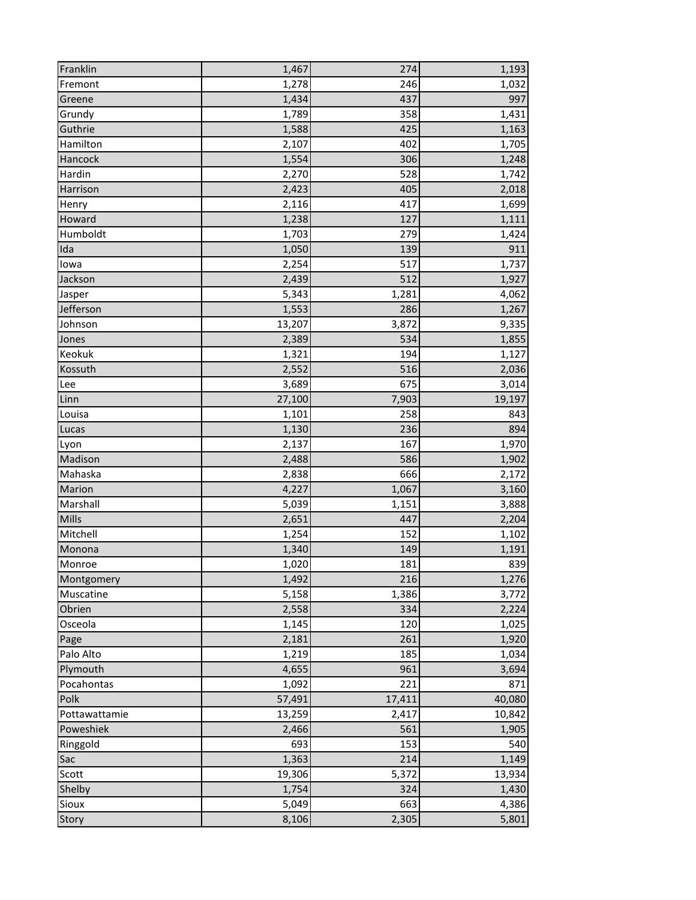| | | | |
|---|---|---|---|
| Franklin | 1,467 | 274 | 1,193 |
| Fremont | 1,278 | 246 | 1,032 |
| Greene | 1,434 | 437 | 997 |
| Grundy | 1,789 | 358 | 1,431 |
| Guthrie | 1,588 | 425 | 1,163 |
| Hamilton | 2,107 | 402 | 1,705 |
| Hancock | 1,554 | 306 | 1,248 |
| Hardin | 2,270 | 528 | 1,742 |
| Harrison | 2,423 | 405 | 2,018 |
| Henry | 2,116 | 417 | 1,699 |
| Howard | 1,238 | 127 | 1,111 |
| Humboldt | 1,703 | 279 | 1,424 |
| Ida | 1,050 | 139 | 911 |
| Iowa | 2,254 | 517 | 1,737 |
| Jackson | 2,439 | 512 | 1,927 |
| Jasper | 5,343 | 1,281 | 4,062 |
| Jefferson | 1,553 | 286 | 1,267 |
| Johnson | 13,207 | 3,872 | 9,335 |
| Jones | 2,389 | 534 | 1,855 |
| Keokuk | 1,321 | 194 | 1,127 |
| Kossuth | 2,552 | 516 | 2,036 |
| Lee | 3,689 | 675 | 3,014 |
| Linn | 27,100 | 7,903 | 19,197 |
| Louisa | 1,101 | 258 | 843 |
| Lucas | 1,130 | 236 | 894 |
| Lyon | 2,137 | 167 | 1,970 |
| Madison | 2,488 | 586 | 1,902 |
| Mahaska | 2,838 | 666 | 2,172 |
| Marion | 4,227 | 1,067 | 3,160 |
| Marshall | 5,039 | 1,151 | 3,888 |
| Mills | 2,651 | 447 | 2,204 |
| Mitchell | 1,254 | 152 | 1,102 |
| Monona | 1,340 | 149 | 1,191 |
| Monroe | 1,020 | 181 | 839 |
| Montgomery | 1,492 | 216 | 1,276 |
| Muscatine | 5,158 | 1,386 | 3,772 |
| Obrien | 2,558 | 334 | 2,224 |
| Osceola | 1,145 | 120 | 1,025 |
| Page | 2,181 | 261 | 1,920 |
| Palo Alto | 1,219 | 185 | 1,034 |
| Plymouth | 4,655 | 961 | 3,694 |
| Pocahontas | 1,092 | 221 | 871 |
| Polk | 57,491 | 17,411 | 40,080 |
| Pottawattamie | 13,259 | 2,417 | 10,842 |
| Poweshiek | 2,466 | 561 | 1,905 |
| Ringgold | 693 | 153 | 540 |
| Sac | 1,363 | 214 | 1,149 |
| Scott | 19,306 | 5,372 | 13,934 |
| Shelby | 1,754 | 324 | 1,430 |
| Sioux | 5,049 | 663 | 4,386 |
| Story | 8,106 | 2,305 | 5,801 |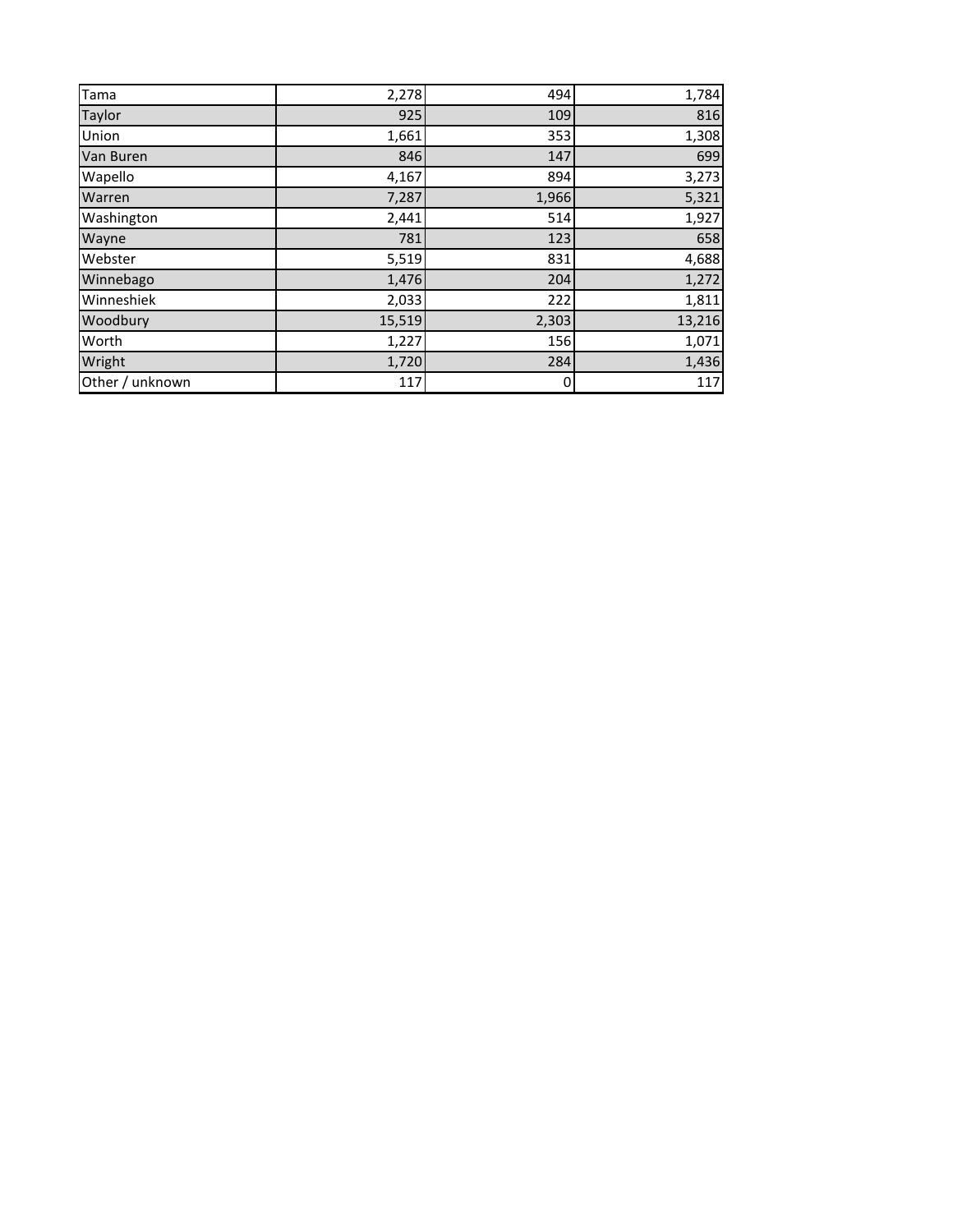| | | | |
|---|---|---|---|
| Tama | 2,278 | 494 | 1,784 |
| Taylor | 925 | 109 | 816 |
| Union | 1,661 | 353 | 1,308 |
| Van Buren | 846 | 147 | 699 |
| Wapello | 4,167 | 894 | 3,273 |
| Warren | 7,287 | 1,966 | 5,321 |
| Washington | 2,441 | 514 | 1,927 |
| Wayne | 781 | 123 | 658 |
| Webster | 5,519 | 831 | 4,688 |
| Winnebago | 1,476 | 204 | 1,272 |
| Winneshiek | 2,033 | 222 | 1,811 |
| Woodbury | 15,519 | 2,303 | 13,216 |
| Worth | 1,227 | 156 | 1,071 |
| Wright | 1,720 | 284 | 1,436 |
| Other / unknown | 117 | 0 | 117 |